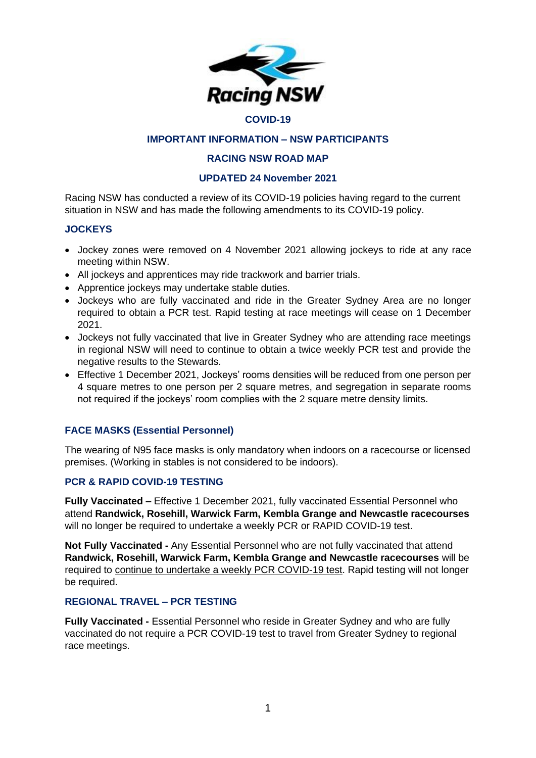**COVID-19**

**IMPORTANT INFORMATION – NSW PARTICIPANTS**

**RACING NSW ROAD MAP**

**UPDATED 24 November 2021**

Racing NSW has conducted a review of its COVID-19 policies having regard to the current situation in NSW and has made the following amendments to its COVID-19 policy.

## JOCKEYS

- Jockey zones were removed on 4 November 2021 allowing jockeys to ride at any race meeting within NSW.
- All jockeys and apprentices may ride trackwork and barrier trials.
- Apprentice jockeys may undertake stable duties.
- Jockeys who are fully vaccinated and ride in the Greater Sydney Area are no longer required to obtain a PCR test. Rapid testing at race meetings will cease on 1 December 2021.
- Jockeys not fully vaccinated that live in Greater Sydney who are attending race meetings in regional NSW will need to continue to obtain a twice weekly PCR test and provide the negative results to the Stewards.
- Effective 1 December 2021, Jockeys' rooms densities will be reduced from one person per 4 square metres to one person per 2 square metres, and segregation in separate rooms not required if the jockeys' room complies with the 2 square metre density limits.

## FACE MASKS (Essential Personnel)

The wearing of N95 face masks is only mandatory when indoors on a racecourse or licensed premises. (Working in stables is not considered to be indoors).

## PCR & RAPID COVID-19 TESTING

**Fully Vaccinated –** Effective 1 December 2021, fully vaccinated Essential Personnel who attend **Randwick, Rosehill, Warwick Farm, Kembla Grange and Newcastle racecourses** will no longer be required to undertake a weekly PCR or RAPID COVID-19 test.

**Not Fully Vaccinated -** Any Essential Personnel who are not fully vaccinated that attend **Randwick, Rosehill, Warwick Farm, Kembla Grange and Newcastle racecourses** will be required to continue to undertake a weekly PCR COVID-19 test. Rapid testing will not longer be required.

## REGIONAL TRAVEL – PCR TESTING

**Fully Vaccinated -** Essential Personnel who reside in Greater Sydney and who are fully vaccinated do not require a PCR COVID-19 test to travel from Greater Sydney to regional race meetings.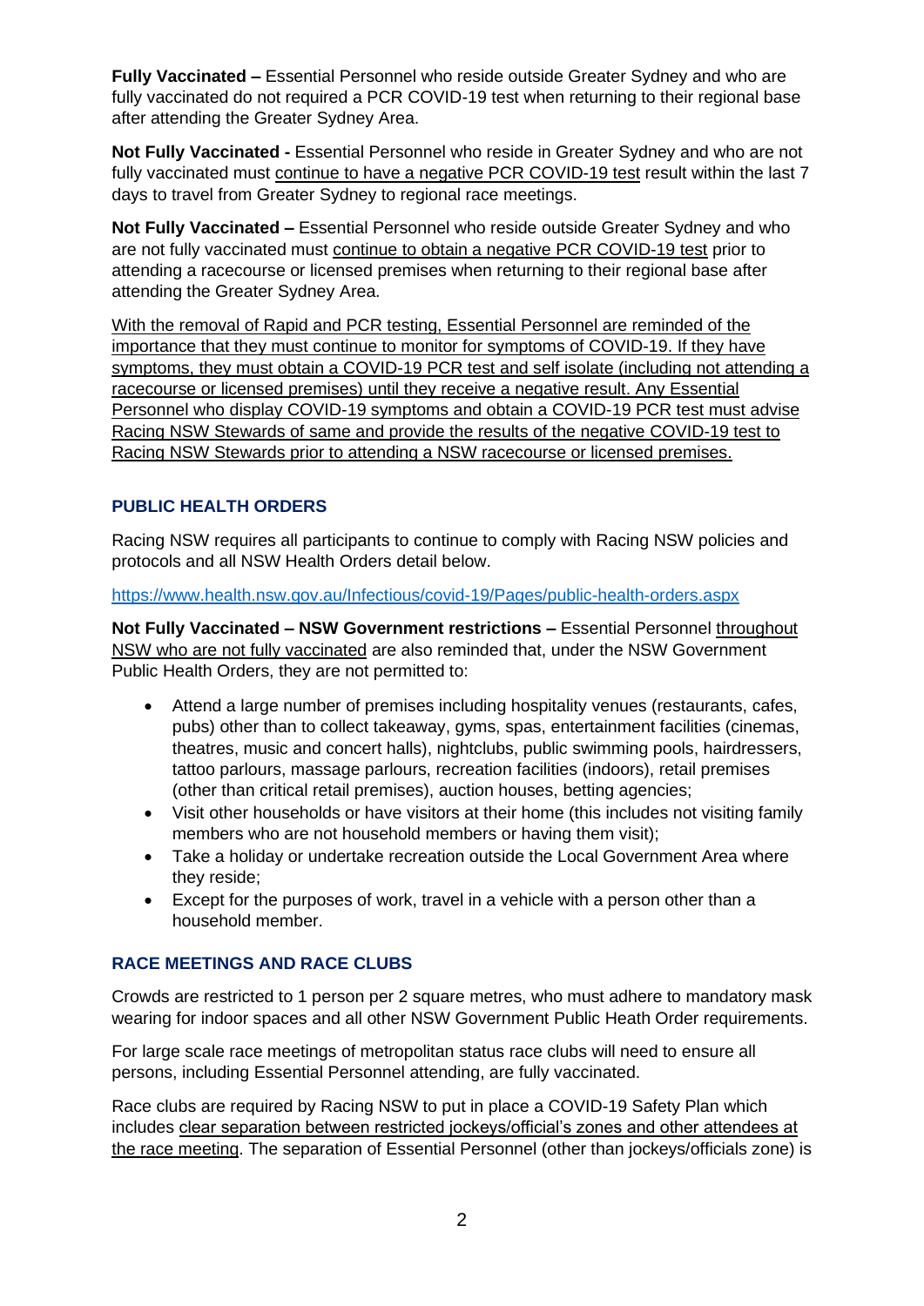**Fully Vaccinated –** Essential Personnel who reside outside Greater Sydney and who are fully vaccinated do not required a PCR COVID-19 test when returning to their regional base after attending the Greater Sydney Area.

**Not Fully Vaccinated -** Essential Personnel who reside in Greater Sydney and who are not fully vaccinated must continue to have a negative PCR COVID-19 test result within the last 7 days to travel from Greater Sydney to regional race meetings.

**Not Fully Vaccinated –** Essential Personnel who reside outside Greater Sydney and who are not fully vaccinated must continue to obtain a negative PCR COVID-19 test prior to attending a racecourse or licensed premises when returning to their regional base after attending the Greater Sydney Area.

With the removal of Rapid and PCR testing, Essential Personnel are reminded of the importance that they must continue to monitor for symptoms of COVID-19. If they have symptoms, they must obtain a COVID-19 PCR test and self isolate (including not attending a racecourse or licensed premises) until they receive a negative result. Any Essential Personnel who display COVID-19 symptoms and obtain a COVID-19 PCR test must advise Racing NSW Stewards of same and provide the results of the negative COVID-19 test to Racing NSW Stewards prior to attending a NSW racecourse or licensed premises.

## PUBLIC HEALTH ORDERS

Racing NSW requires all participants to continue to comply with Racing NSW policies and protocols and all NSW Health Orders detail below.

https://www.health.nsw.gov.au/Infectious/covid-19/Pages/public-health-orders.aspx

**Not Fully Vaccinated – NSW Government restrictions –** Essential Personnel throughout NSW who are not fully vaccinated are also reminded that, under the NSW Government Public Health Orders, they are not permitted to:

- Attend a large number of premises including hospitality venues (restaurants, cafes, pubs) other than to collect takeaway, gyms, spas, entertainment facilities (cinemas, theatres, music and concert halls), nightclubs, public swimming pools, hairdressers, tattoo parlours, massage parlours, recreation facilities (indoors), retail premises (other than critical retail premises), auction houses, betting agencies;
- Visit other households or have visitors at their home (this includes not visiting family members who are not household members or having them visit);
- Take a holiday or undertake recreation outside the Local Government Area where they reside;
- Except for the purposes of work, travel in a vehicle with a person other than a household member.

## RACE MEETINGS AND RACE CLUBS

Crowds are restricted to 1 person per 2 square metres, who must adhere to mandatory mask wearing for indoor spaces and all other NSW Government Public Heath Order requirements.

For large scale race meetings of metropolitan status race clubs will need to ensure all persons, including Essential Personnel attending, are fully vaccinated.

Race clubs are required by Racing NSW to put in place a COVID-19 Safety Plan which includes clear separation between restricted jockeys/official's zones and other attendees at the race meeting. The separation of Essential Personnel (other than jockeys/officials zone) is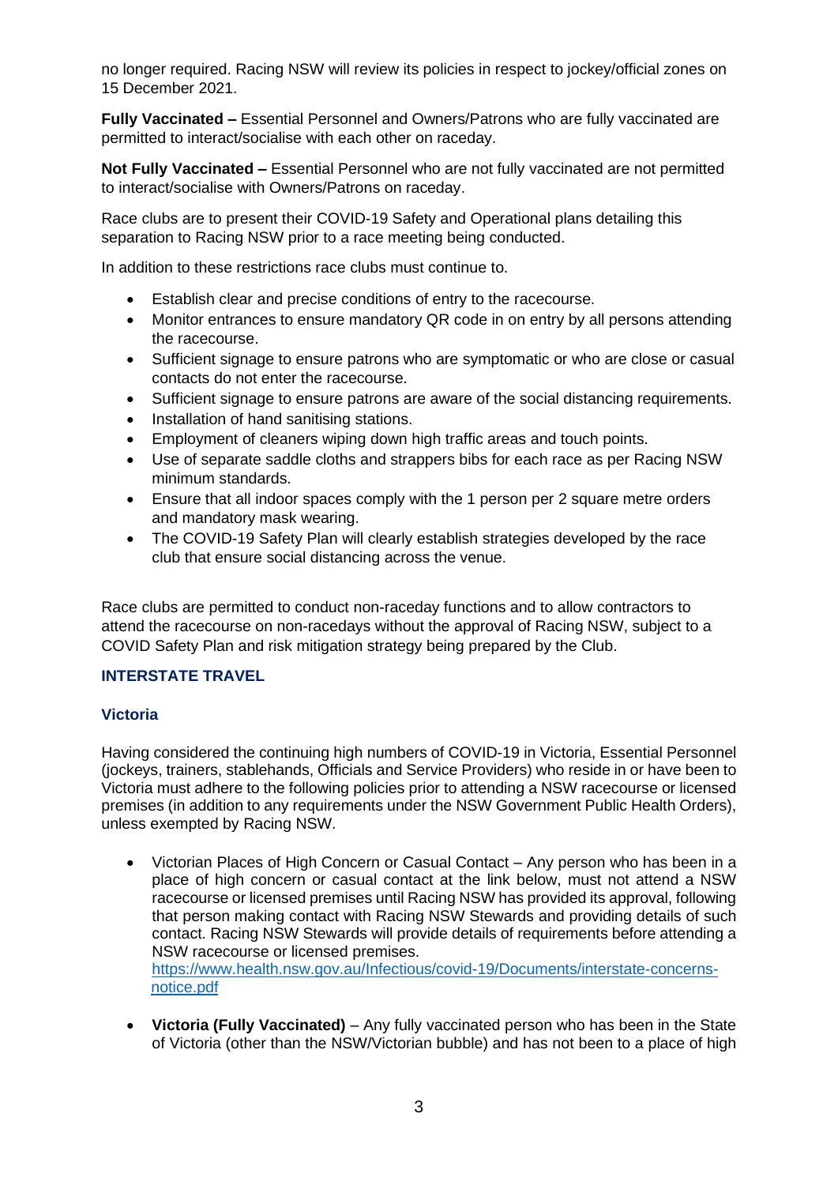no longer required. Racing NSW will review its policies in respect to jockey/official zones on 15 December 2021.

**Fully Vaccinated –** Essential Personnel and Owners/Patrons who are fully vaccinated are permitted to interact/socialise with each other on raceday.

**Not Fully Vaccinated –** Essential Personnel who are not fully vaccinated are not permitted to interact/socialise with Owners/Patrons on raceday.

Race clubs are to present their COVID-19 Safety and Operational plans detailing this separation to Racing NSW prior to a race meeting being conducted.

In addition to these restrictions race clubs must continue to.

- Establish clear and precise conditions of entry to the racecourse.
- Monitor entrances to ensure mandatory QR code in on entry by all persons attending the racecourse.
- Sufficient signage to ensure patrons who are symptomatic or who are close or casual contacts do not enter the racecourse.
- Sufficient signage to ensure patrons are aware of the social distancing requirements.
- Installation of hand sanitising stations.
- Employment of cleaners wiping down high traffic areas and touch points.
- Use of separate saddle cloths and strappers bibs for each race as per Racing NSW minimum standards.
- Ensure that all indoor spaces comply with the 1 person per 2 square metre orders and mandatory mask wearing.
- The COVID-19 Safety Plan will clearly establish strategies developed by the race club that ensure social distancing across the venue.

Race clubs are permitted to conduct non-raceday functions and to allow contractors to attend the racecourse on non-racedays without the approval of Racing NSW, subject to a COVID Safety Plan and risk mitigation strategy being prepared by the Club.

## INTERSTATE TRAVEL

### Victoria

Having considered the continuing high numbers of COVID-19 in Victoria, Essential Personnel (jockeys, trainers, stablehands, Officials and Service Providers) who reside in or have been to Victoria must adhere to the following policies prior to attending a NSW racecourse or licensed premises (in addition to any requirements under the NSW Government Public Health Orders), unless exempted by Racing NSW.

- Victorian Places of High Concern or Casual Contact – Any person who has been in a place of high concern or casual contact at the link below, must not attend a NSW racecourse or licensed premises until Racing NSW has provided its approval, following that person making contact with Racing NSW Stewards and providing details of such contact. Racing NSW Stewards will provide details of requirements before attending a NSW racecourse or licensed premises.
  https://www.health.nsw.gov.au/Infectious/covid-19/Documents/interstate-concerns-notice.pdf

- **Victoria (Fully Vaccinated)** – Any fully vaccinated person who has been in the State of Victoria (other than the NSW/Victorian bubble) and has not been to a place of high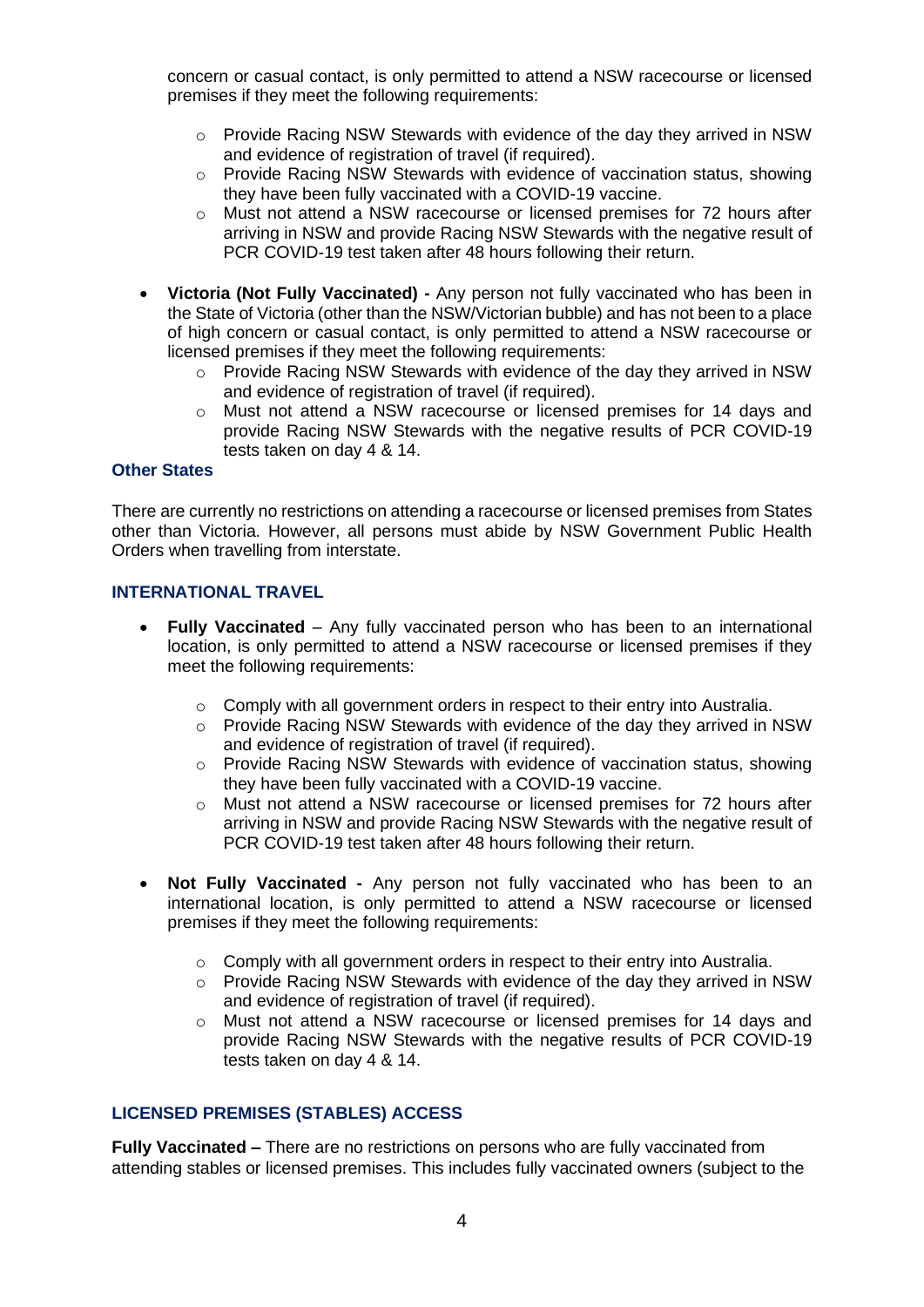concern or casual contact, is only permitted to attend a NSW racecourse or licensed premises if they meet the following requirements:

  - Provide Racing NSW Stewards with evidence of the day they arrived in NSW and evidence of registration of travel (if required).
  - Provide Racing NSW Stewards with evidence of vaccination status, showing they have been fully vaccinated with a COVID-19 vaccine.
  - Must not attend a NSW racecourse or licensed premises for 72 hours after arriving in NSW and provide Racing NSW Stewards with the negative result of PCR COVID-19 test taken after 48 hours following their return.

- **Victoria (Not Fully Vaccinated) -** Any person not fully vaccinated who has been in the State of Victoria (other than the NSW/Victorian bubble) and has not been to a place of high concern or casual contact, is only permitted to attend a NSW racecourse or licensed premises if they meet the following requirements:
  - Provide Racing NSW Stewards with evidence of the day they arrived in NSW and evidence of registration of travel (if required).
  - Must not attend a NSW racecourse or licensed premises for 14 days and provide Racing NSW Stewards with the negative results of PCR COVID-19 tests taken on day 4 & 14.

### Other States

There are currently no restrictions on attending a racecourse or licensed premises from States other than Victoria. However, all persons must abide by NSW Government Public Health Orders when travelling from interstate.

### INTERNATIONAL TRAVEL

- **Fully Vaccinated** – Any fully vaccinated person who has been to an international location, is only permitted to attend a NSW racecourse or licensed premises if they meet the following requirements:

  - Comply with all government orders in respect to their entry into Australia.
  - Provide Racing NSW Stewards with evidence of the day they arrived in NSW and evidence of registration of travel (if required).
  - Provide Racing NSW Stewards with evidence of vaccination status, showing they have been fully vaccinated with a COVID-19 vaccine.
  - Must not attend a NSW racecourse or licensed premises for 72 hours after arriving in NSW and provide Racing NSW Stewards with the negative result of PCR COVID-19 test taken after 48 hours following their return.

- **Not Fully Vaccinated -** Any person not fully vaccinated who has been to an international location, is only permitted to attend a NSW racecourse or licensed premises if they meet the following requirements:

  - Comply with all government orders in respect to their entry into Australia.
  - Provide Racing NSW Stewards with evidence of the day they arrived in NSW and evidence of registration of travel (if required).
  - Must not attend a NSW racecourse or licensed premises for 14 days and provide Racing NSW Stewards with the negative results of PCR COVID-19 tests taken on day 4 & 14.

### LICENSED PREMISES (STABLES) ACCESS

**Fully Vaccinated –** There are no restrictions on persons who are fully vaccinated from attending stables or licensed premises. This includes fully vaccinated owners (subject to the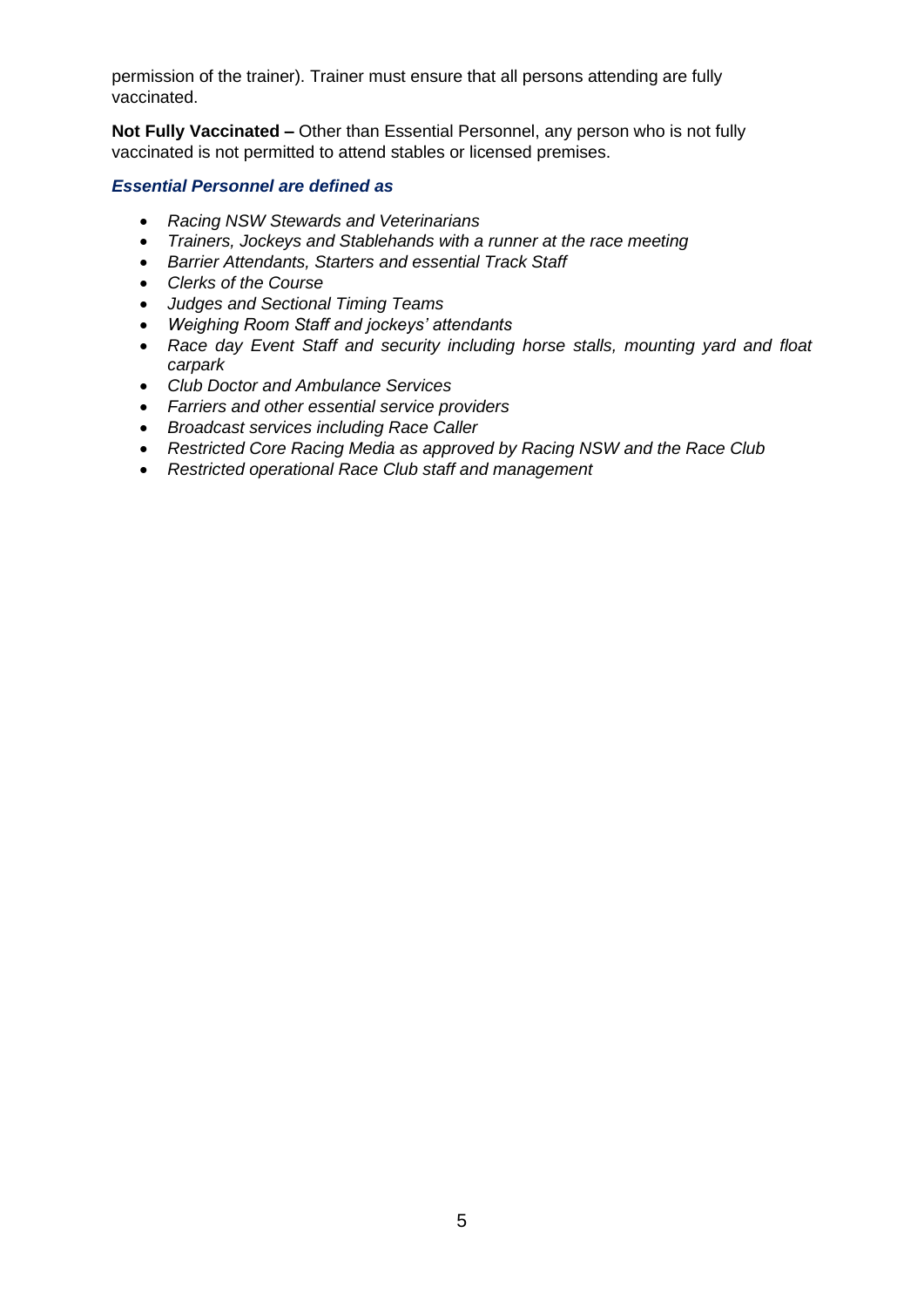permission of the trainer). Trainer must ensure that all persons attending are fully vaccinated.

**Not Fully Vaccinated –** Other than Essential Personnel, any person who is not fully vaccinated is not permitted to attend stables or licensed premises.

***Essential Personnel are defined as***

- *Racing NSW Stewards and Veterinarians*
- *Trainers, Jockeys and Stablehands with a runner at the race meeting*
- *Barrier Attendants, Starters and essential Track Staff*
- *Clerks of the Course*
- *Judges and Sectional Timing Teams*
- *Weighing Room Staff and jockeys' attendants*
- *Race day Event Staff and security including horse stalls, mounting yard and float carpark*
- *Club Doctor and Ambulance Services*
- *Farriers and other essential service providers*
- *Broadcast services including Race Caller*
- *Restricted Core Racing Media as approved by Racing NSW and the Race Club*
- *Restricted operational Race Club staff and management*